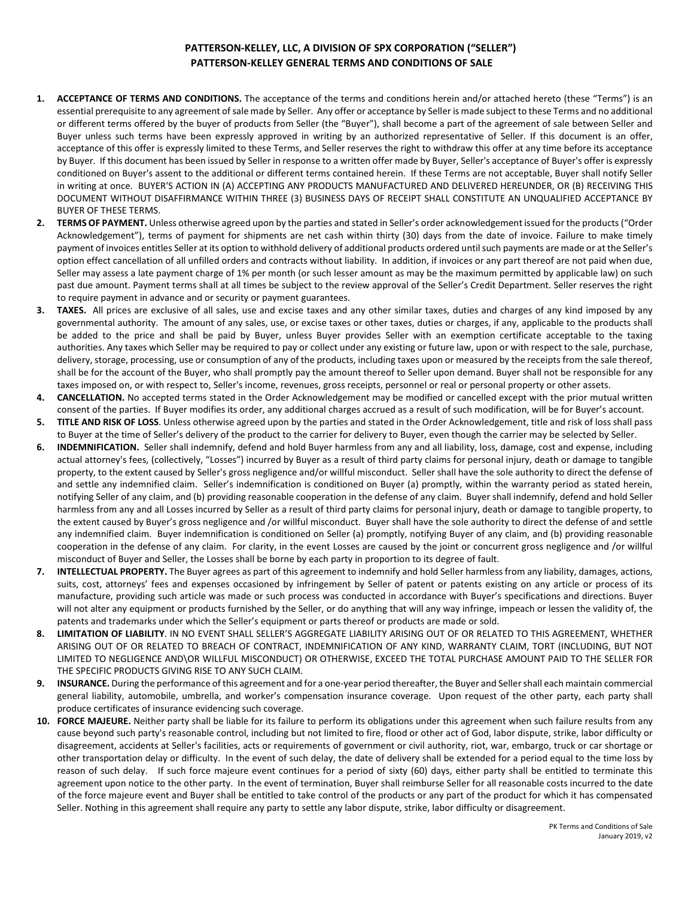# PATTERSON-KELLEY, LLC, A DIVISION OF SPX CORPORATION ("SELLER")

## PATTERSON-KELLEY GENERAL TERMS AND CONDITIONS OF SALE

1. **ACCEPTANCE OF TERMS AND CONDITIONS.** The acceptance of the terms and conditions herein and/or attached hereto (these "Terms") is an essential prerequisite to any agreement of sale made by Seller. Any offer or acceptance by Seller is made subject to these Terms and no additional or different terms offered by the buyer of products from Seller (the "Buyer"), shall become a part of the agreement of sale between Seller and Buyer unless such terms have been expressly approved in writing by an authorized representative of Seller. If this document is an offer, acceptance of this offer is expressly limited to these Terms, and Seller reserves the right to withdraw this offer at any time before its acceptance by Buyer. If this document has been issued by Seller in response to a written offer made by Buyer, Seller's acceptance of Buyer's offer is expressly conditioned on Buyer's assent to the additional or different terms contained herein. If these Terms are not acceptable, Buyer shall notify Seller in writing at once. BUYER'S ACTION IN (A) ACCEPTING ANY PRODUCTS MANUFACTURED AND DELIVERED HEREUNDER, OR (B) RECEIVING THIS DOCUMENT WITHOUT DISAFFIRMANCE WITHIN THREE (3) BUSINESS DAYS OF RECEIPT SHALL CONSTITUTE AN UNQUALIFIED ACCEPTANCE BY BUYER OF THESE TERMS.
2. **TERMS OF PAYMENT.** Unless otherwise agreed upon by the parties and stated in Seller's order acknowledgement issued for the products ("Order Acknowledgement"), terms of payment for shipments are net cash within thirty (30) days from the date of invoice. Failure to make timely payment of invoices entitles Seller at its option to withhold delivery of additional products ordered until such payments are made or at the Seller's option effect cancellation of all unfilled orders and contracts without liability. In addition, if invoices or any part thereof are not paid when due, Seller may assess a late payment charge of 1% per month (or such lesser amount as may be the maximum permitted by applicable law) on such past due amount. Payment terms shall at all times be subject to the review approval of the Seller's Credit Department. Seller reserves the right to require payment in advance and or security or payment guarantees.
3. **TAXES.** All prices are exclusive of all sales, use and excise taxes and any other similar taxes, duties and charges of any kind imposed by any governmental authority. The amount of any sales, use, or excise taxes or other taxes, duties or charges, if any, applicable to the products shall be added to the price and shall be paid by Buyer, unless Buyer provides Seller with an exemption certificate acceptable to the taxing authorities. Any taxes which Seller may be required to pay or collect under any existing or future law, upon or with respect to the sale, purchase, delivery, storage, processing, use or consumption of any of the products, including taxes upon or measured by the receipts from the sale thereof, shall be for the account of the Buyer, who shall promptly pay the amount thereof to Seller upon demand. Buyer shall not be responsible for any taxes imposed on, or with respect to, Seller's income, revenues, gross receipts, personnel or real or personal property or other assets.
4. **CANCELLATION.** No accepted terms stated in the Order Acknowledgement may be modified or cancelled except with the prior mutual written consent of the parties. If Buyer modifies its order, any additional charges accrued as a result of such modification, will be for Buyer's account.
5. **TITLE AND RISK OF LOSS**. Unless otherwise agreed upon by the parties and stated in the Order Acknowledgement, title and risk of loss shall pass to Buyer at the time of Seller's delivery of the product to the carrier for delivery to Buyer, even though the carrier may be selected by Seller.
6. **INDEMNIFICATION.** Seller shall indemnify, defend and hold Buyer harmless from any and all liability, loss, damage, cost and expense, including actual attorney's fees, (collectively, "Losses") incurred by Buyer as a result of third party claims for personal injury, death or damage to tangible property, to the extent caused by Seller's gross negligence and/or willful misconduct. Seller shall have the sole authority to direct the defense of and settle any indemnified claim. Seller's indemnification is conditioned on Buyer (a) promptly, within the warranty period as stated herein, notifying Seller of any claim, and (b) providing reasonable cooperation in the defense of any claim. Buyer shall indemnify, defend and hold Seller harmless from any and all Losses incurred by Seller as a result of third party claims for personal injury, death or damage to tangible property, to the extent caused by Buyer's gross negligence and /or willful misconduct. Buyer shall have the sole authority to direct the defense of and settle any indemnified claim. Buyer indemnification is conditioned on Seller (a) promptly, notifying Buyer of any claim, and (b) providing reasonable cooperation in the defense of any claim. For clarity, in the event Losses are caused by the joint or concurrent gross negligence and /or willful misconduct of Buyer and Seller, the Losses shall be borne by each party in proportion to its degree of fault.
7. **INTELLECTUAL PROPERTY.** The Buyer agrees as part of this agreement to indemnify and hold Seller harmless from any liability, damages, actions, suits, cost, attorneys' fees and expenses occasioned by infringement by Seller of patent or patents existing on any article or process of its manufacture, providing such article was made or such process was conducted in accordance with Buyer's specifications and directions. Buyer will not alter any equipment or products furnished by the Seller, or do anything that will any way infringe, impeach or lessen the validity of, the patents and trademarks under which the Seller's equipment or parts thereof or products are made or sold.
8. **LIMITATION OF LIABILITY**. IN NO EVENT SHALL SELLER'S AGGREGATE LIABILITY ARISING OUT OF OR RELATED TO THIS AGREEMENT, WHETHER ARISING OUT OF OR RELATED TO BREACH OF CONTRACT, INDEMNIFICATION OF ANY KIND, WARRANTY CLAIM, TORT (INCLUDING, BUT NOT LIMITED TO NEGLIGENCE AND\OR WILLFUL MISCONDUCT) OR OTHERWISE, EXCEED THE TOTAL PURCHASE AMOUNT PAID TO THE SELLER FOR THE SPECIFIC PRODUCTS GIVING RISE TO ANY SUCH CLAIM.
9. **INSURANCE.** During the performance of this agreement and for a one-year period thereafter, the Buyer and Seller shall each maintain commercial general liability, automobile, umbrella, and worker's compensation insurance coverage. Upon request of the other party, each party shall produce certificates of insurance evidencing such coverage.
10. **FORCE MAJEURE.** Neither party shall be liable for its failure to perform its obligations under this agreement when such failure results from any cause beyond such party's reasonable control, including but not limited to fire, flood or other act of God, labor dispute, strike, labor difficulty or disagreement, accidents at Seller's facilities, acts or requirements of government or civil authority, riot, war, embargo, truck or car shortage or other transportation delay or difficulty. In the event of such delay, the date of delivery shall be extended for a period equal to the time loss by reason of such delay. If such force majeure event continues for a period of sixty (60) days, either party shall be entitled to terminate this agreement upon notice to the other party. In the event of termination, Buyer shall reimburse Seller for all reasonable costs incurred to the date of the force majeure event and Buyer shall be entitled to take control of the products or any part of the product for which it has compensated Seller. Nothing in this agreement shall require any party to settle any labor dispute, strike, labor difficulty or disagreement.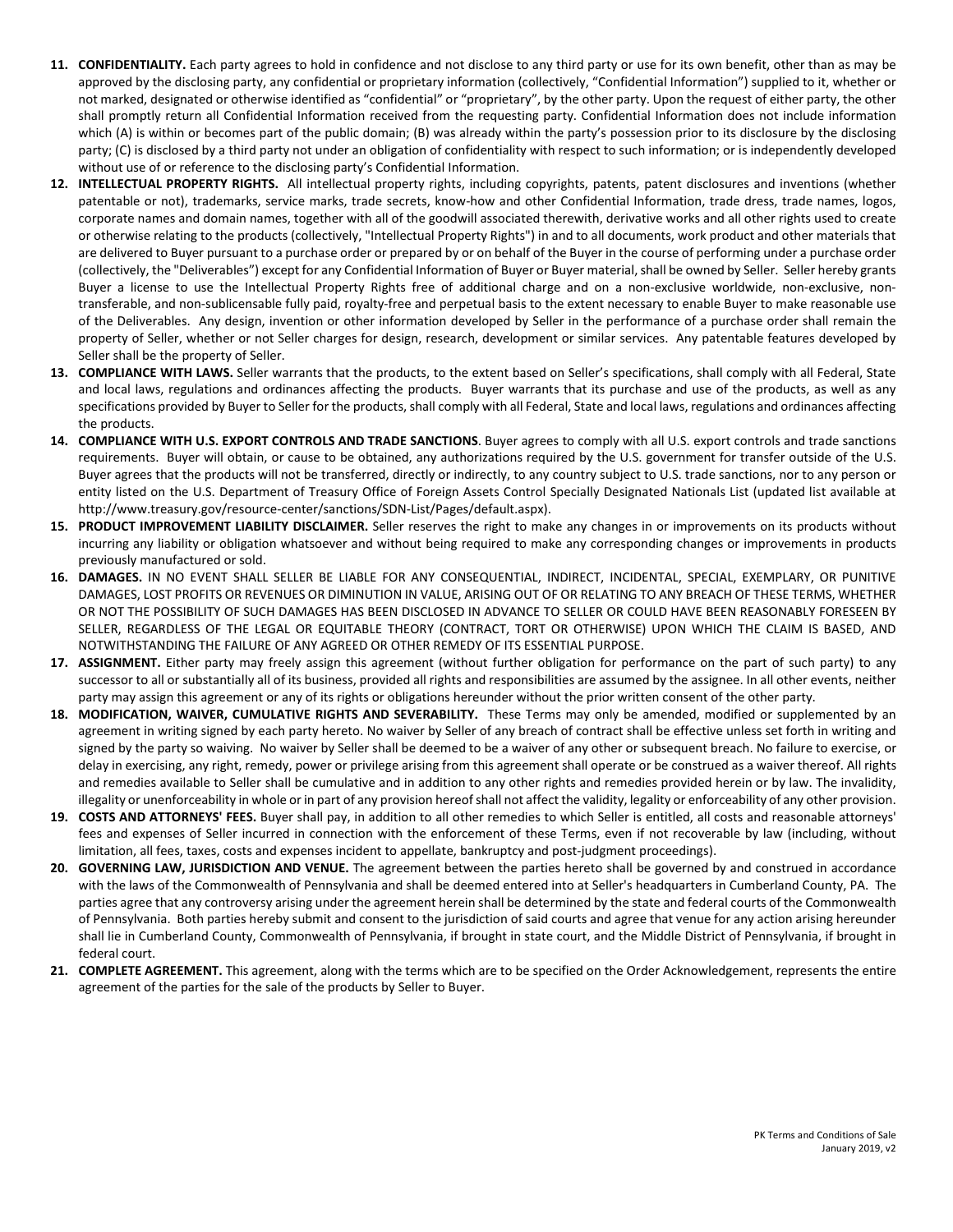11. **CONFIDENTIALITY.** Each party agrees to hold in confidence and not disclose to any third party or use for its own benefit, other than as may be approved by the disclosing party, any confidential or proprietary information (collectively, "Confidential Information") supplied to it, whether or not marked, designated or otherwise identified as "confidential" or "proprietary", by the other party. Upon the request of either party, the other shall promptly return all Confidential Information received from the requesting party. Confidential Information does not include information which (A) is within or becomes part of the public domain; (B) was already within the party's possession prior to its disclosure by the disclosing party; (C) is disclosed by a third party not under an obligation of confidentiality with respect to such information; or is independently developed without use of or reference to the disclosing party's Confidential Information.
12. **INTELLECTUAL PROPERTY RIGHTS.** All intellectual property rights, including copyrights, patents, patent disclosures and inventions (whether patentable or not), trademarks, service marks, trade secrets, know-how and other Confidential Information, trade dress, trade names, logos, corporate names and domain names, together with all of the goodwill associated therewith, derivative works and all other rights used to create or otherwise relating to the products (collectively, "Intellectual Property Rights") in and to all documents, work product and other materials that are delivered to Buyer pursuant to a purchase order or prepared by or on behalf of the Buyer in the course of performing under a purchase order (collectively, the "Deliverables") except for any Confidential Information of Buyer or Buyer material, shall be owned by Seller. Seller hereby grants Buyer a license to use the Intellectual Property Rights free of additional charge and on a non-exclusive worldwide, non-exclusive, non-transferable, and non-sublicensable fully paid, royalty-free and perpetual basis to the extent necessary to enable Buyer to make reasonable use of the Deliverables. Any design, invention or other information developed by Seller in the performance of a purchase order shall remain the property of Seller, whether or not Seller charges for design, research, development or similar services. Any patentable features developed by Seller shall be the property of Seller.
13. **COMPLIANCE WITH LAWS.** Seller warrants that the products, to the extent based on Seller's specifications, shall comply with all Federal, State and local laws, regulations and ordinances affecting the products. Buyer warrants that its purchase and use of the products, as well as any specifications provided by Buyer to Seller for the products, shall comply with all Federal, State and local laws, regulations and ordinances affecting the products.
14. **COMPLIANCE WITH U.S. EXPORT CONTROLS AND TRADE SANCTIONS**. Buyer agrees to comply with all U.S. export controls and trade sanctions requirements. Buyer will obtain, or cause to be obtained, any authorizations required by the U.S. government for transfer outside of the U.S. Buyer agrees that the products will not be transferred, directly or indirectly, to any country subject to U.S. trade sanctions, nor to any person or entity listed on the U.S. Department of Treasury Office of Foreign Assets Control Specially Designated Nationals List (updated list available at http://www.treasury.gov/resource-center/sanctions/SDN-List/Pages/default.aspx).
15. **PRODUCT IMPROVEMENT LIABILITY DISCLAIMER.** Seller reserves the right to make any changes in or improvements on its products without incurring any liability or obligation whatsoever and without being required to make any corresponding changes or improvements in products previously manufactured or sold.
16. **DAMAGES.** IN NO EVENT SHALL SELLER BE LIABLE FOR ANY CONSEQUENTIAL, INDIRECT, INCIDENTAL, SPECIAL, EXEMPLARY, OR PUNITIVE DAMAGES, LOST PROFITS OR REVENUES OR DIMINUTION IN VALUE, ARISING OUT OF OR RELATING TO ANY BREACH OF THESE TERMS, WHETHER OR NOT THE POSSIBILITY OF SUCH DAMAGES HAS BEEN DISCLOSED IN ADVANCE TO SELLER OR COULD HAVE BEEN REASONABLY FORESEEN BY SELLER, REGARDLESS OF THE LEGAL OR EQUITABLE THEORY (CONTRACT, TORT OR OTHERWISE) UPON WHICH THE CLAIM IS BASED, AND NOTWITHSTANDING THE FAILURE OF ANY AGREED OR OTHER REMEDY OF ITS ESSENTIAL PURPOSE.
17. **ASSIGNMENT.** Either party may freely assign this agreement (without further obligation for performance on the part of such party) to any successor to all or substantially all of its business, provided all rights and responsibilities are assumed by the assignee. In all other events, neither party may assign this agreement or any of its rights or obligations hereunder without the prior written consent of the other party.
18. **MODIFICATION, WAIVER, CUMULATIVE RIGHTS AND SEVERABILITY.** These Terms may only be amended, modified or supplemented by an agreement in writing signed by each party hereto. No waiver by Seller of any breach of contract shall be effective unless set forth in writing and signed by the party so waiving. No waiver by Seller shall be deemed to be a waiver of any other or subsequent breach. No failure to exercise, or delay in exercising, any right, remedy, power or privilege arising from this agreement shall operate or be construed as a waiver thereof. All rights and remedies available to Seller shall be cumulative and in addition to any other rights and remedies provided herein or by law. The invalidity, illegality or unenforceability in whole or in part of any provision hereof shall not affect the validity, legality or enforceability of any other provision.
19. **COSTS AND ATTORNEYS' FEES.** Buyer shall pay, in addition to all other remedies to which Seller is entitled, all costs and reasonable attorneys' fees and expenses of Seller incurred in connection with the enforcement of these Terms, even if not recoverable by law (including, without limitation, all fees, taxes, costs and expenses incident to appellate, bankruptcy and post-judgment proceedings).
20. **GOVERNING LAW, JURISDICTION AND VENUE.** The agreement between the parties hereto shall be governed by and construed in accordance with the laws of the Commonwealth of Pennsylvania and shall be deemed entered into at Seller's headquarters in Cumberland County, PA. The parties agree that any controversy arising under the agreement herein shall be determined by the state and federal courts of the Commonwealth of Pennsylvania. Both parties hereby submit and consent to the jurisdiction of said courts and agree that venue for any action arising hereunder shall lie in Cumberland County, Commonwealth of Pennsylvania, if brought in state court, and the Middle District of Pennsylvania, if brought in federal court.
21. **COMPLETE AGREEMENT.** This agreement, along with the terms which are to be specified on the Order Acknowledgement, represents the entire agreement of the parties for the sale of the products by Seller to Buyer.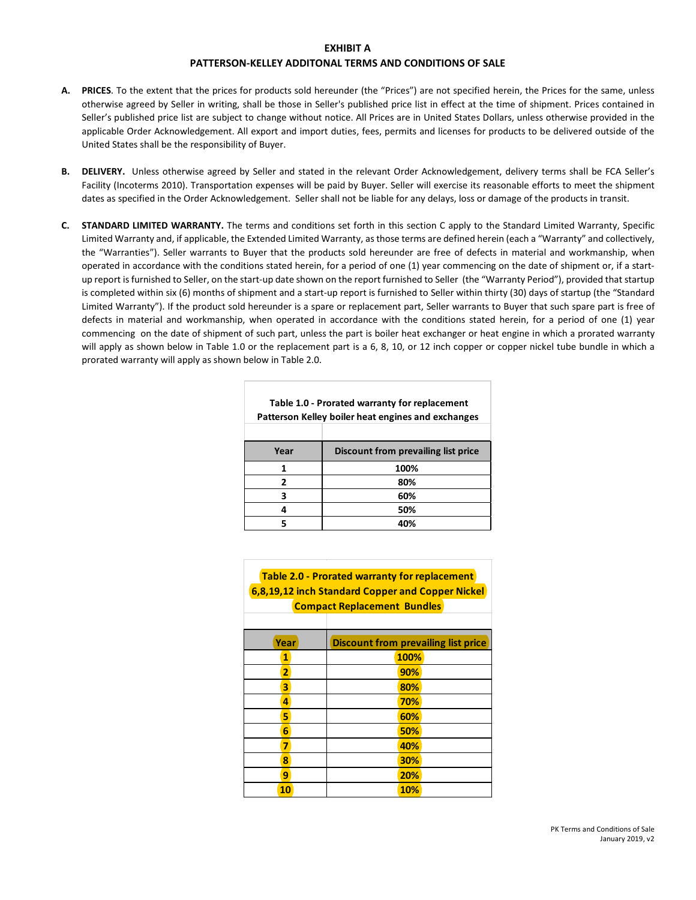**EXHIBIT A**

**PATTERSON-KELLEY ADDITONAL TERMS AND CONDITIONS OF SALE**

**A. PRICES**. To the extent that the prices for products sold hereunder (the "Prices") are not specified herein, the Prices for the same, unless otherwise agreed by Seller in writing, shall be those in Seller's published price list in effect at the time of shipment. Prices contained in Seller's published price list are subject to change without notice. All Prices are in United States Dollars, unless otherwise provided in the applicable Order Acknowledgement. All export and import duties, fees, permits and licenses for products to be delivered outside of the United States shall be the responsibility of Buyer.

**B. DELIVERY.** Unless otherwise agreed by Seller and stated in the relevant Order Acknowledgement, delivery terms shall be FCA Seller's Facility (Incoterms 2010). Transportation expenses will be paid by Buyer. Seller will exercise its reasonable efforts to meet the shipment dates as specified in the Order Acknowledgement. Seller shall not be liable for any delays, loss or damage of the products in transit.

**C. STANDARD LIMITED WARRANTY.** The terms and conditions set forth in this section C apply to the Standard Limited Warranty, Specific Limited Warranty and, if applicable, the Extended Limited Warranty, as those terms are defined herein (each a "Warranty" and collectively, the "Warranties"). Seller warrants to Buyer that the products sold hereunder are free of defects in material and workmanship, when operated in accordance with the conditions stated herein, for a period of one (1) year commencing on the date of shipment or, if a start-up report is furnished to Seller, on the start-up date shown on the report furnished to Seller (the "Warranty Period"), provided that startup is completed within six (6) months of shipment and a start-up report is furnished to Seller within thirty (30) days of startup (the "Standard Limited Warranty"). If the product sold hereunder is a spare or replacement part, Seller warrants to Buyer that such spare part is free of defects in material and workmanship, when operated in accordance with the conditions stated herein, for a period of one (1) year commencing on the date of shipment of such part, unless the part is boiler heat exchanger or heat engine in which a prorated warranty will apply as shown below in Table 1.0 or the replacement part is a 6, 8, 10, or 12 inch copper or copper nickel tube bundle in which a prorated warranty will apply as shown below in Table 2.0.

**Table 1.0 - Prorated warranty for replacement Patterson Kelley boiler heat engines and exchanges**

| Year | Discount from prevailing list price |
|---|---|
| 1 | 100% |
| 2 | 80% |
| 3 | 60% |
| 4 | 50% |
| 5 | 40% |

**Table 2.0 - Prorated warranty for replacement 6,8,19,12 inch Standard Copper and Copper Nickel Compact Replacement Bundles**

| Year | Discount from prevailing list price |
|---|---|
| 1 | 100% |
| 2 | 90% |
| 3 | 80% |
| 4 | 70% |
| 5 | 60% |
| 6 | 50% |
| 7 | 40% |
| 8 | 30% |
| 9 | 20% |
| 10 | 10% |

PK Terms and Conditions of Sale
January 2019, v2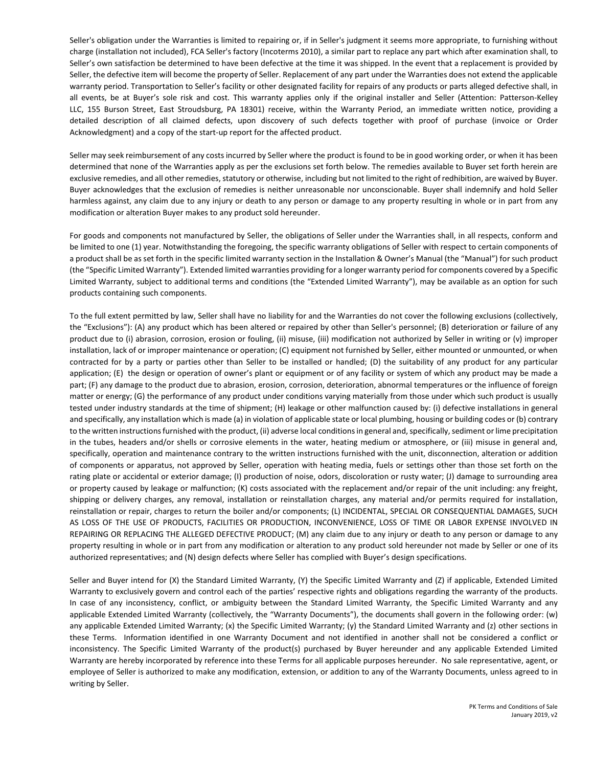Seller's obligation under the Warranties is limited to repairing or, if in Seller's judgment it seems more appropriate, to furnishing without charge (installation not included), FCA Seller's factory (Incoterms 2010), a similar part to replace any part which after examination shall, to Seller's own satisfaction be determined to have been defective at the time it was shipped. In the event that a replacement is provided by Seller, the defective item will become the property of Seller. Replacement of any part under the Warranties does not extend the applicable warranty period. Transportation to Seller's facility or other designated facility for repairs of any products or parts alleged defective shall, in all events, be at Buyer's sole risk and cost. This warranty applies only if the original installer and Seller (Attention: Patterson-Kelley LLC, 155 Burson Street, East Stroudsburg, PA 18301) receive, within the Warranty Period, an immediate written notice, providing a detailed description of all claimed defects, upon discovery of such defects together with proof of purchase (invoice or Order Acknowledgment) and a copy of the start-up report for the affected product.

Seller may seek reimbursement of any costs incurred by Seller where the product is found to be in good working order, or when it has been determined that none of the Warranties apply as per the exclusions set forth below. The remedies available to Buyer set forth herein are exclusive remedies, and all other remedies, statutory or otherwise, including but not limited to the right of redhibition, are waived by Buyer. Buyer acknowledges that the exclusion of remedies is neither unreasonable nor unconscionable. Buyer shall indemnify and hold Seller harmless against, any claim due to any injury or death to any person or damage to any property resulting in whole or in part from any modification or alteration Buyer makes to any product sold hereunder.

For goods and components not manufactured by Seller, the obligations of Seller under the Warranties shall, in all respects, conform and be limited to one (1) year. Notwithstanding the foregoing, the specific warranty obligations of Seller with respect to certain components of a product shall be as set forth in the specific limited warranty section in the Installation & Owner's Manual (the "Manual") for such product (the "Specific Limited Warranty"). Extended limited warranties providing for a longer warranty period for components covered by a Specific Limited Warranty, subject to additional terms and conditions (the "Extended Limited Warranty"), may be available as an option for such products containing such components.

To the full extent permitted by law, Seller shall have no liability for and the Warranties do not cover the following exclusions (collectively, the "Exclusions"): (A) any product which has been altered or repaired by other than Seller's personnel; (B) deterioration or failure of any product due to (i) abrasion, corrosion, erosion or fouling, (ii) misuse, (iii) modification not authorized by Seller in writing or (v) improper installation, lack of or improper maintenance or operation; (C) equipment not furnished by Seller, either mounted or unmounted, or when contracted for by a party or parties other than Seller to be installed or handled; (D) the suitability of any product for any particular application; (E) the design or operation of owner's plant or equipment or of any facility or system of which any product may be made a part; (F) any damage to the product due to abrasion, erosion, corrosion, deterioration, abnormal temperatures or the influence of foreign matter or energy; (G) the performance of any product under conditions varying materially from those under which such product is usually tested under industry standards at the time of shipment; (H) leakage or other malfunction caused by: (i) defective installations in general and specifically, any installation which is made (a) in violation of applicable state or local plumbing, housing or building codes or (b) contrary to the written instructions furnished with the product, (ii) adverse local conditions in general and, specifically, sediment or lime precipitation in the tubes, headers and/or shells or corrosive elements in the water, heating medium or atmosphere, or (iii) misuse in general and, specifically, operation and maintenance contrary to the written instructions furnished with the unit, disconnection, alteration or addition of components or apparatus, not approved by Seller, operation with heating media, fuels or settings other than those set forth on the rating plate or accidental or exterior damage; (I) production of noise, odors, discoloration or rusty water; (J) damage to surrounding area or property caused by leakage or malfunction; (K) costs associated with the replacement and/or repair of the unit including: any freight, shipping or delivery charges, any removal, installation or reinstallation charges, any material and/or permits required for installation, reinstallation or repair, charges to return the boiler and/or components; (L) INCIDENTAL, SPECIAL OR CONSEQUENTIAL DAMAGES, SUCH AS LOSS OF THE USE OF PRODUCTS, FACILITIES OR PRODUCTION, INCONVENIENCE, LOSS OF TIME OR LABOR EXPENSE INVOLVED IN REPAIRING OR REPLACING THE ALLEGED DEFECTIVE PRODUCT; (M) any claim due to any injury or death to any person or damage to any property resulting in whole or in part from any modification or alteration to any product sold hereunder not made by Seller or one of its authorized representatives; and (N) design defects where Seller has complied with Buyer's design specifications.

Seller and Buyer intend for (X) the Standard Limited Warranty, (Y) the Specific Limited Warranty and (Z) if applicable, Extended Limited Warranty to exclusively govern and control each of the parties' respective rights and obligations regarding the warranty of the products. In case of any inconsistency, conflict, or ambiguity between the Standard Limited Warranty, the Specific Limited Warranty and any applicable Extended Limited Warranty (collectively, the "Warranty Documents"), the documents shall govern in the following order: (w) any applicable Extended Limited Warranty; (x) the Specific Limited Warranty; (y) the Standard Limited Warranty and (z) other sections in these Terms. Information identified in one Warranty Document and not identified in another shall not be considered a conflict or inconsistency. The Specific Limited Warranty of the product(s) purchased by Buyer hereunder and any applicable Extended Limited Warranty are hereby incorporated by reference into these Terms for all applicable purposes hereunder. No sale representative, agent, or employee of Seller is authorized to make any modification, extension, or addition to any of the Warranty Documents, unless agreed to in writing by Seller.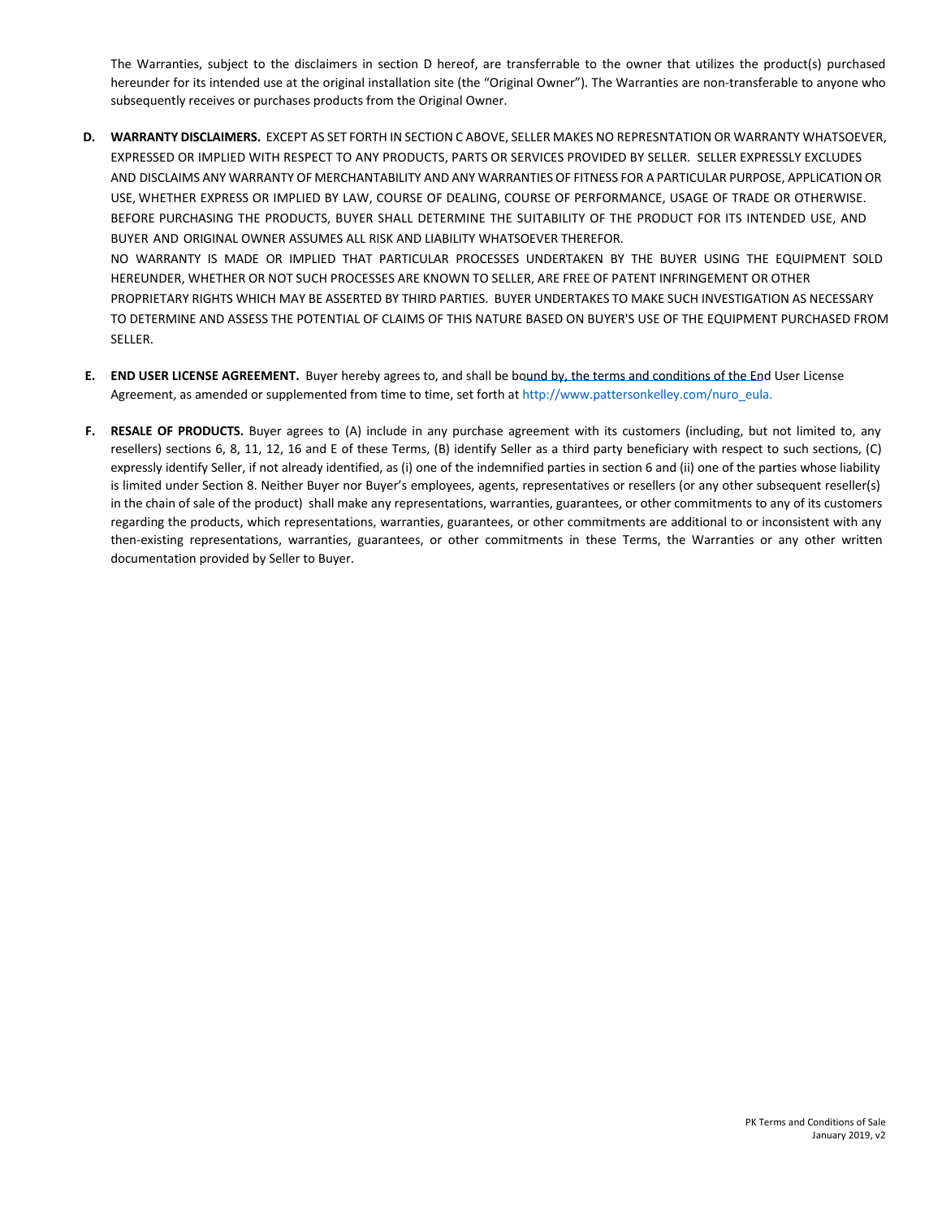The Warranties, subject to the disclaimers in section D hereof, are transferrable to the owner that utilizes the product(s) purchased hereunder for its intended use at the original installation site (the "Original Owner"). The Warranties are non-transferable to anyone who subsequently receives or purchases products from the Original Owner.

**D. WARRANTY DISCLAIMERS.** EXCEPT AS SET FORTH IN SECTION C ABOVE, SELLER MAKES NO REPRESNTATION OR WARRANTY WHATSOEVER, EXPRESSED OR IMPLIED WITH RESPECT TO ANY PRODUCTS, PARTS OR SERVICES PROVIDED BY SELLER. SELLER EXPRESSLY EXCLUDES AND DISCLAIMS ANY WARRANTY OF MERCHANTABILITY AND ANY WARRANTIES OF FITNESS FOR A PARTICULAR PURPOSE, APPLICATION OR USE, WHETHER EXPRESS OR IMPLIED BY LAW, COURSE OF DEALING, COURSE OF PERFORMANCE, USAGE OF TRADE OR OTHERWISE. BEFORE PURCHASING THE PRODUCTS, BUYER SHALL DETERMINE THE SUITABILITY OF THE PRODUCT FOR ITS INTENDED USE, AND BUYER AND ORIGINAL OWNER ASSUMES ALL RISK AND LIABILITY WHATSOEVER THEREFOR.
NO WARRANTY IS MADE OR IMPLIED THAT PARTICULAR PROCESSES UNDERTAKEN BY THE BUYER USING THE EQUIPMENT SOLD HEREUNDER, WHETHER OR NOT SUCH PROCESSES ARE KNOWN TO SELLER, ARE FREE OF PATENT INFRINGEMENT OR OTHER PROPRIETARY RIGHTS WHICH MAY BE ASSERTED BY THIRD PARTIES. BUYER UNDERTAKES TO MAKE SUCH INVESTIGATION AS NECESSARY TO DETERMINE AND ASSESS THE POTENTIAL OF CLAIMS OF THIS NATURE BASED ON BUYER'S USE OF THE EQUIPMENT PURCHASED FROM SELLER.

**E. END USER LICENSE AGREEMENT.** Buyer hereby agrees to, and shall be bound by, the terms and conditions of the End User License Agreement, as amended or supplemented from time to time, set forth at http://www.pattersonkelley.com/nuro_eula.

**F. RESALE OF PRODUCTS.** Buyer agrees to (A) include in any purchase agreement with its customers (including, but not limited to, any resellers) sections 6, 8, 11, 12, 16 and E of these Terms, (B) identify Seller as a third party beneficiary with respect to such sections, (C) expressly identify Seller, if not already identified, as (i) one of the indemnified parties in section 6 and (ii) one of the parties whose liability is limited under Section 8. Neither Buyer nor Buyer's employees, agents, representatives or resellers (or any other subsequent reseller(s) in the chain of sale of the product) shall make any representations, warranties, guarantees, or other commitments to any of its customers regarding the products, which representations, warranties, guarantees, or other commitments are additional to or inconsistent with any then-existing representations, warranties, guarantees, or other commitments in these Terms, the Warranties or any other written documentation provided by Seller to Buyer.